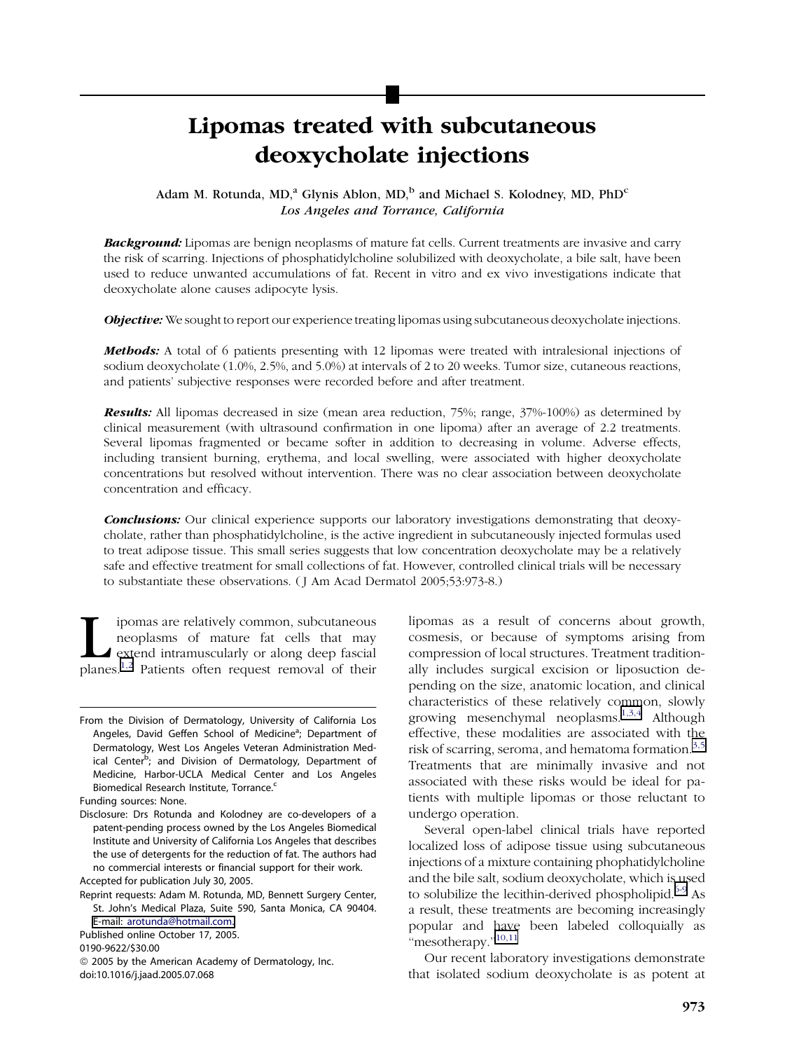# Lipomas treated with subcutaneous deoxycholate injections

Adam M. Rotunda, MD,[a] Glynis Ablon, MD,[b] and Michael S. Kolodney, MD, PhD[c]
*Los Angeles and Torrance, California*

***Background:*** Lipomas are benign neoplasms of mature fat cells. Current treatments are invasive and carry the risk of scarring. Injections of phosphatidylcholine solubilized with deoxycholate, a bile salt, have been used to reduce unwanted accumulations of fat. Recent in vitro and ex vivo investigations indicate that deoxycholate alone causes adipocyte lysis.

***Objective:*** We sought to report our experience treating lipomas using subcutaneous deoxycholate injections.

***Methods:*** A total of 6 patients presenting with 12 lipomas were treated with intralesional injections of sodium deoxycholate (1.0%, 2.5%, and 5.0%) at intervals of 2 to 20 weeks. Tumor size, cutaneous reactions, and patients' subjective responses were recorded before and after treatment.

***Results:*** All lipomas decreased in size (mean area reduction, 75%; range, 37%-100%) as determined by clinical measurement (with ultrasound confirmation in one lipoma) after an average of 2.2 treatments. Several lipomas fragmented or became softer in addition to decreasing in volume. Adverse effects, including transient burning, erythema, and local swelling, were associated with higher deoxycholate concentrations but resolved without intervention. There was no clear association between deoxycholate concentration and efficacy.

***Conclusions:*** Our clinical experience supports our laboratory investigations demonstrating that deoxycholate, rather than phosphatidylcholine, is the active ingredient in subcutaneously injected formulas used to treat adipose tissue. This small series suggests that low concentration deoxycholate may be a relatively safe and effective treatment for small collections of fat. However, controlled clinical trials will be necessary to substantiate these observations. (J Am Acad Dermatol 2005;53:973-8.)

Lipomas are relatively common, subcutaneous neoplasms of mature fat cells that may extend intramuscularly or along deep fascial planes.[1,2] Patients often request removal of their lipomas as a result of concerns about growth, cosmesis, or because of symptoms arising from compression of local structures. Treatment traditionally includes surgical excision or liposuction depending on the size, anatomic location, and clinical characteristics of these relatively common, slowly growing mesenchymal neoplasms.[1,3,4] Although effective, these modalities are associated with the risk of scarring, seroma, and hematoma formation.[3,5] Treatments that are minimally invasive and not associated with these risks would be ideal for patients with multiple lipomas or those reluctant to undergo operation.

Several open-label clinical trials have reported localized loss of adipose tissue using subcutaneous injections of a mixture containing phophatidylcholine and the bile salt, sodium deoxycholate, which is used to solubilize the lecithin-derived phospholipid.[6-9] As a result, these treatments are becoming increasingly popular and have been labeled colloquially as "mesotherapy."[10,11]

Our recent laboratory investigations demonstrate that isolated sodium deoxycholate is as potent at

From the Division of Dermatology, University of California Los Angeles, David Geffen School of Medicine[a]; Department of Dermatology, West Los Angeles Veteran Administration Medical Center[b]; and Division of Dermatology, Department of Medicine, Harbor-UCLA Medical Center and Los Angeles Biomedical Research Institute, Torrance.[c]

Funding sources: None.

Disclosure: Drs Rotunda and Kolodney are co-developers of a patent-pending process owned by the Los Angeles Biomedical Institute and University of California Los Angeles that describes the use of detergents for the reduction of fat. The authors had no commercial interests or financial support for their work.

Accepted for publication July 30, 2005.

Reprint requests: Adam M. Rotunda, MD, Bennett Surgery Center, St. John's Medical Plaza, Suite 590, Santa Monica, CA 90404. E-mail: arotunda@hotmail.com.

Published online October 17, 2005.

0190-9622/$30.00

© 2005 by the American Academy of Dermatology, Inc.

doi:10.1016/j.jaad.2005.07.068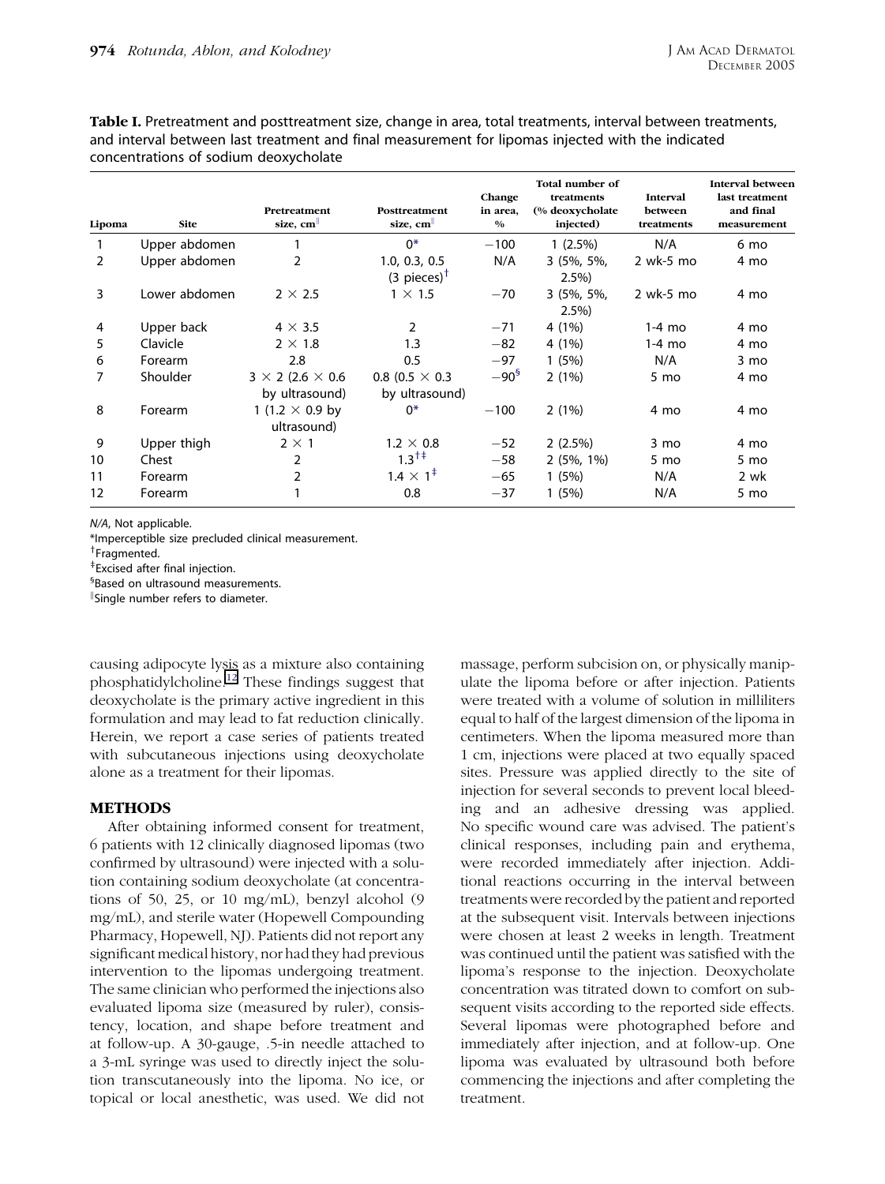**Table I.** Pretreatment and posttreatment size, change in area, total treatments, interval between treatments, and interval between last treatment and final measurement for lipomas injected with the indicated concentrations of sodium deoxycholate

| Lipoma | Site | Pretreatment size, cm[‖] | Posttreatment size, cm[‖] | Change in area, % | Total number of treatments (% deoxycholate injected) | Interval between treatments | Interval between last treatment and final measurement |
|---|---|---|---|---|---|---|---|
| 1 | Upper abdomen | 1 | 0* | −100 | 1 (2.5%) | N/A | 6 mo |
| 2 | Upper abdomen | 2 | 1.0, 0.3, 0.5 (3 pieces)[†] | N/A | 3 (5%, 5%, 2.5%) | 2 wk-5 mo | 4 mo |
| 3 | Lower abdomen | 2 × 2.5 | 1 × 1.5 | −70 | 3 (5%, 5%, 2.5%) | 2 wk-5 mo | 4 mo |
| 4 | Upper back | 4 × 3.5 | 2 | −71 | 4 (1%) | 1-4 mo | 4 mo |
| 5 | Clavicle | 2 × 1.8 | 1.3 | −82 | 4 (1%) | 1-4 mo | 4 mo |
| 6 | Forearm | 2.8 | 0.5 | −97 | 1 (5%) | N/A | 3 mo |
| 7 | Shoulder | 3 × 2 (2.6 × 0.6 by ultrasound) | 0.8 (0.5 × 0.3 by ultrasound) | −90[§] | 2 (1%) | 5 mo | 4 mo |
| 8 | Forearm | 1 (1.2 × 0.9 by ultrasound) | 0* | −100 | 2 (1%) | 4 mo | 4 mo |
| 9 | Upper thigh | 2 × 1 | 1.2 × 0.8 | −52 | 2 (2.5%) | 3 mo | 4 mo |
| 10 | Chest | 2 | 1.3[†‡] | −58 | 2 (5%, 1%) | 5 mo | 5 mo |
| 11 | Forearm | 2 | 1.4 × 1[‡] | −65 | 1 (5%) | N/A | 2 wk |
| 12 | Forearm | 1 | 0.8 | −37 | 1 (5%) | N/A | 5 mo |

*N/A*, Not applicable.

*Imperceptible size precluded clinical measurement.

[†]Fragmented.

[‡]Excised after final injection.

[§]Based on ultrasound measurements.

[‖]Single number refers to diameter.

causing adipocyte lysis as a mixture also containing phosphatidylcholine.[12] These findings suggest that deoxycholate is the primary active ingredient in this formulation and may lead to fat reduction clinically. Herein, we report a case series of patients treated with subcutaneous injections using deoxycholate alone as a treatment for their lipomas.

## METHODS

After obtaining informed consent for treatment, 6 patients with 12 clinically diagnosed lipomas (two confirmed by ultrasound) were injected with a solution containing sodium deoxycholate (at concentrations of 50, 25, or 10 mg/mL), benzyl alcohol (9 mg/mL), and sterile water (Hopewell Compounding Pharmacy, Hopewell, NJ). Patients did not report any significant medical history, nor had they had previous intervention to the lipomas undergoing treatment. The same clinician who performed the injections also evaluated lipoma size (measured by ruler), consistency, location, and shape before treatment and at follow-up. A 30-gauge, .5-in needle attached to a 3-mL syringe was used to directly inject the solution transcutaneously into the lipoma. No ice, or topical or local anesthetic, was used. We did not massage, perform subcision on, or physically manipulate the lipoma before or after injection. Patients were treated with a volume of solution in milliliters equal to half of the largest dimension of the lipoma in centimeters. When the lipoma measured more than 1 cm, injections were placed at two equally spaced sites. Pressure was applied directly to the site of injection for several seconds to prevent local bleeding and an adhesive dressing was applied. No specific wound care was advised. The patient's clinical responses, including pain and erythema, were recorded immediately after injection. Additional reactions occurring in the interval between treatments were recorded by the patient and reported at the subsequent visit. Intervals between injections were chosen at least 2 weeks in length. Treatment was continued until the patient was satisfied with the lipoma's response to the injection. Deoxycholate concentration was titrated down to comfort on subsequent visits according to the reported side effects. Several lipomas were photographed before and immediately after injection, and at follow-up. One lipoma was evaluated by ultrasound both before commencing the injections and after completing the treatment.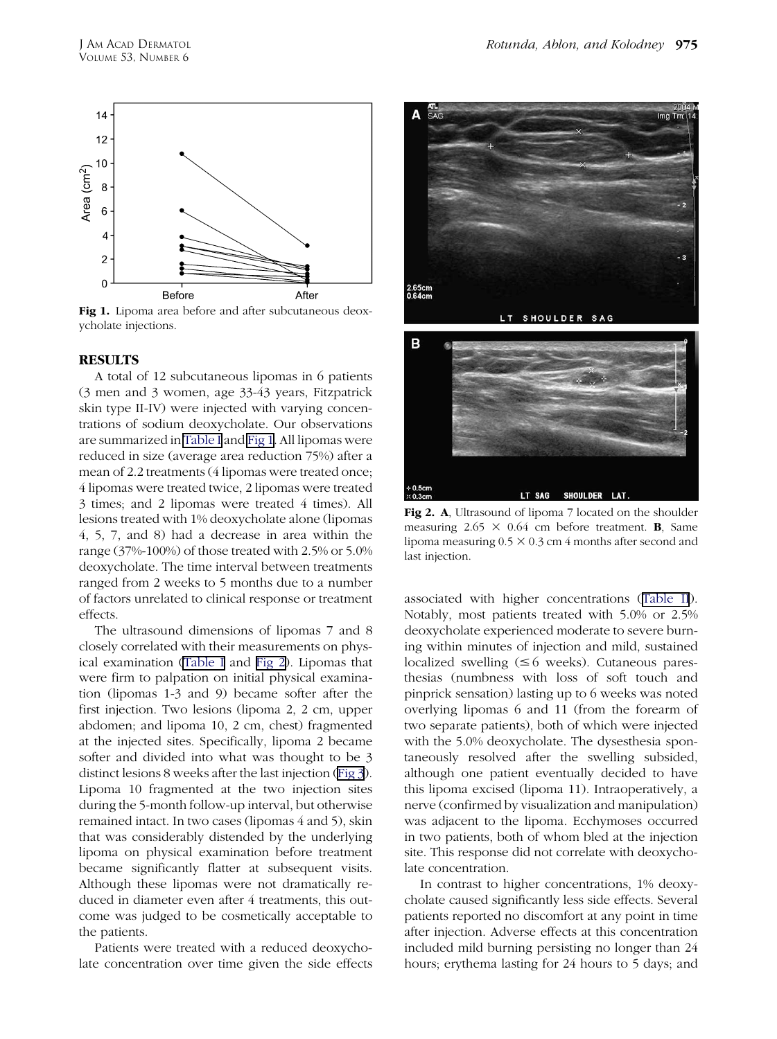Fig 1. Lipoma area before and after subcutaneous deoxycholate injections.

## RESULTS

A total of 12 subcutaneous lipomas in 6 patients (3 men and 3 women, age 33-43 years, Fitzpatrick skin type II-IV) were injected with varying concentrations of sodium deoxycholate. Our observations are summarized in Table I and Fig 1. All lipomas were reduced in size (average area reduction 75%) after a mean of 2.2 treatments (4 lipomas were treated once; 4 lipomas were treated twice, 2 lipomas were treated 3 times; and 2 lipomas were treated 4 times). All lesions treated with 1% deoxycholate alone (lipomas 4, 5, 7, and 8) had a decrease in area within the range (37%-100%) of those treated with 2.5% or 5.0% deoxycholate. The time interval between treatments ranged from 2 weeks to 5 months due to a number of factors unrelated to clinical response or treatment effects.

The ultrasound dimensions of lipomas 7 and 8 closely correlated with their measurements on physical examination (Table I and Fig 2). Lipomas that were firm to palpation on initial physical examination (lipomas 1-3 and 9) became softer after the first injection. Two lesions (lipoma 2, 2 cm, upper abdomen; and lipoma 10, 2 cm, chest) fragmented at the injected sites. Specifically, lipoma 2 became softer and divided into what was thought to be 3 distinct lesions 8 weeks after the last injection (Fig 3). Lipoma 10 fragmented at the two injection sites during the 5-month follow-up interval, but otherwise remained intact. In two cases (lipomas 4 and 5), skin that was considerably distended by the underlying lipoma on physical examination before treatment became significantly flatter at subsequent visits. Although these lipomas were not dramatically reduced in diameter even after 4 treatments, this outcome was judged to be cosmetically acceptable to the patients.

Patients were treated with a reduced deoxycholate concentration over time given the side effects associated with higher concentrations (Table II). Notably, most patients treated with 5.0% or 2.5% deoxycholate experienced moderate to severe burning within minutes of injection and mild, sustained localized swelling (≤6 weeks). Cutaneous paresthesias (numbness with loss of soft touch and pinprick sensation) lasting up to 6 weeks was noted overlying lipomas 6 and 11 (from the forearm of two separate patients), both of which were injected with the 5.0% deoxycholate. The dysesthesia spontaneously resolved after the swelling subsided, although one patient eventually decided to have this lipoma excised (lipoma 11). Intraoperatively, a nerve (confirmed by visualization and manipulation) was adjacent to the lipoma. Ecchymoses occurred in two patients, both of whom bled at the injection site. This response did not correlate with deoxycholate concentration.

In contrast to higher concentrations, 1% deoxycholate caused significantly less side effects. Several patients reported no discomfort at any point in time after injection. Adverse effects at this concentration included mild burning persisting no longer than 24 hours; erythema lasting for 24 hours to 5 days; and

Fig 2. **A**, Ultrasound of lipoma 7 located on the shoulder measuring 2.65 × 0.64 cm before treatment. **B**, Same lipoma measuring 0.5 × 0.3 cm 4 months after second and last injection.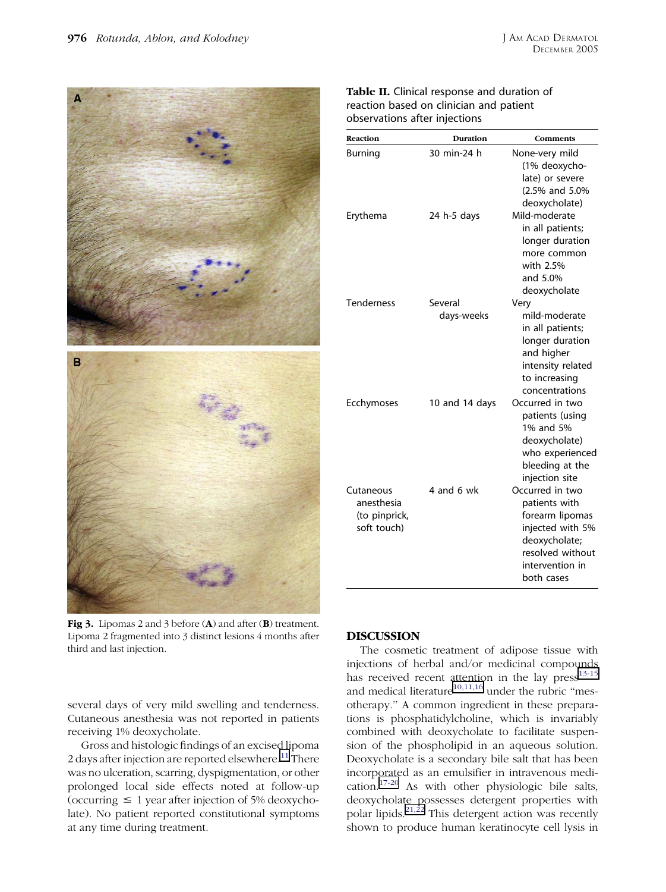Fig 3. Lipomas 2 and 3 before (**A**) and after (**B**) treatment. Lipoma 2 fragmented into 3 distinct lesions 4 months after third and last injection.

several days of very mild swelling and tenderness. Cutaneous anesthesia was not reported in patients receiving 1% deoxycholate.

Gross and histologic findings of an excised lipoma 2 days after injection are reported elsewhere.[11] There was no ulceration, scarring, dyspigmentation, or other prolonged local side effects noted at follow-up (occurring ≤ 1 year after injection of 5% deoxycholate). No patient reported constitutional symptoms at any time during treatment.

**Table II.** Clinical response and duration of reaction based on clinician and patient observations after injections

| Reaction | Duration | Comments |
|---|---|---|
| Burning | 30 min-24 h | None-very mild (1% deoxycholate) or severe (2.5% and 5.0% deoxycholate) |
| Erythema | 24 h-5 days | Mild-moderate in all patients; longer duration more common with 2.5% and 5.0% deoxycholate |
| Tenderness | Several days-weeks | Very mild-moderate in all patients; longer duration and higher intensity related to increasing concentrations |
| Ecchymoses | 10 and 14 days | Occurred in two patients (using 1% and 5% deoxycholate) who experienced bleeding at the injection site |
| Cutaneous anesthesia (to pinprick, soft touch) | 4 and 6 wk | Occurred in two patients with forearm lipomas injected with 5% deoxycholate; resolved without intervention in both cases |

## DISCUSSION

The cosmetic treatment of adipose tissue with injections of herbal and/or medicinal compounds has received recent attention in the lay press[13-15] and medical literature[10,11,16] under the rubric "mesotherapy." A common ingredient in these preparations is phosphatidylcholine, which is invariably combined with deoxycholate to facilitate suspension of the phospholipid in an aqueous solution. Deoxycholate is a secondary bile salt that has been incorporated as an emulsifier in intravenous medication.[17-20] As with other physiologic bile salts, deoxycholate possesses detergent properties with polar lipids.[21,22] This detergent action was recently shown to produce human keratinocyte cell lysis in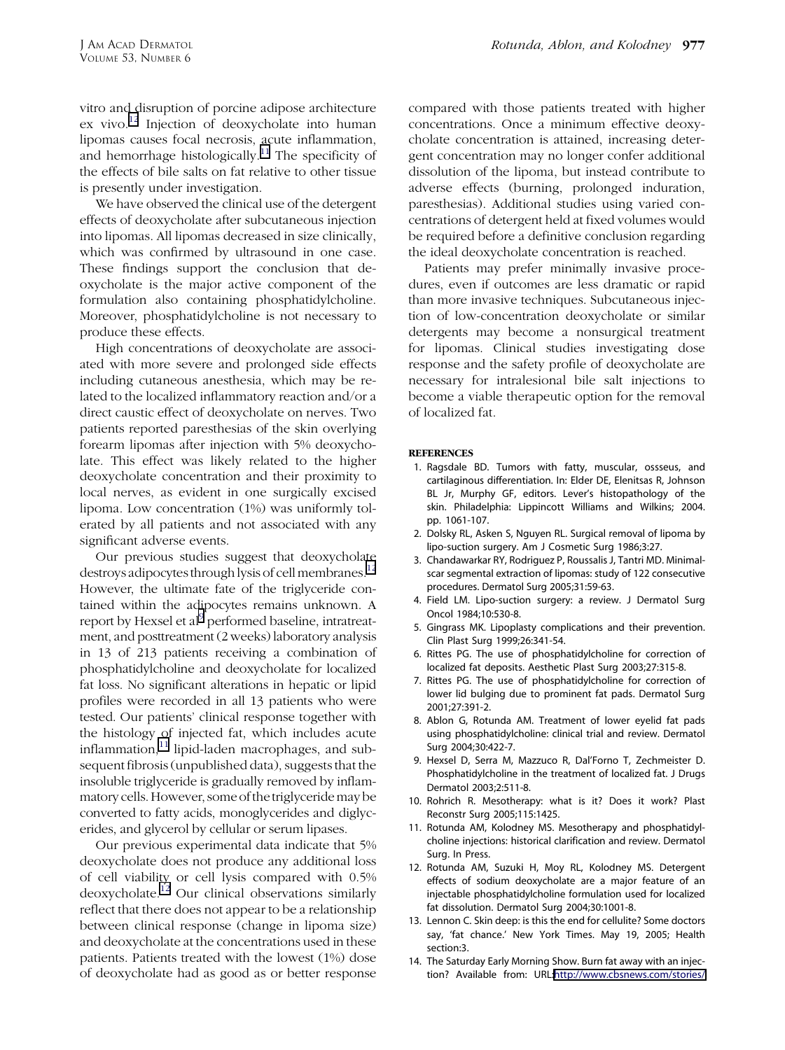vitro and disruption of porcine adipose architecture ex vivo.[12] Injection of deoxycholate into human lipomas causes focal necrosis, acute inflammation, and hemorrhage histologically.[11] The specificity of the effects of bile salts on fat relative to other tissue is presently under investigation.

We have observed the clinical use of the detergent effects of deoxycholate after subcutaneous injection into lipomas. All lipomas decreased in size clinically, which was confirmed by ultrasound in one case. These findings support the conclusion that deoxycholate is the major active component of the formulation also containing phosphatidylcholine. Moreover, phosphatidylcholine is not necessary to produce these effects.

High concentrations of deoxycholate are associated with more severe and prolonged side effects including cutaneous anesthesia, which may be related to the localized inflammatory reaction and/or a direct caustic effect of deoxycholate on nerves. Two patients reported paresthesias of the skin overlying forearm lipomas after injection with 5% deoxycholate. This effect was likely related to the higher deoxycholate concentration and their proximity to local nerves, as evident in one surgically excised lipoma. Low concentration (1%) was uniformly tolerated by all patients and not associated with any significant adverse events.

Our previous studies suggest that deoxycholate destroys adipocytes through lysis of cell membranes.[12] However, the ultimate fate of the triglyceride contained within the adipocytes remains unknown. A report by Hexsel et al[9] performed baseline, intratreatment, and posttreatment (2 weeks) laboratory analysis in 13 of 213 patients receiving a combination of phosphatidylcholine and deoxycholate for localized fat loss. No significant alterations in hepatic or lipid profiles were recorded in all 13 patients who were tested. Our patients' clinical response together with the histology of injected fat, which includes acute inflammation,[11] lipid-laden macrophages, and subsequent fibrosis (unpublished data), suggests that the insoluble triglyceride is gradually removed by inflammatory cells. However, some of the triglyceride may be converted to fatty acids, monoglycerides and diglycerides, and glycerol by cellular or serum lipases.

Our previous experimental data indicate that 5% deoxycholate does not produce any additional loss of cell viability or cell lysis compared with 0.5% deoxycholate.[12] Our clinical observations similarly reflect that there does not appear to be a relationship between clinical response (change in lipoma size) and deoxycholate at the concentrations used in these patients. Patients treated with the lowest (1%) dose of deoxycholate had as good as or better response compared with those patients treated with higher concentrations. Once a minimum effective deoxycholate concentration is attained, increasing detergent concentration may no longer confer additional dissolution of the lipoma, but instead contribute to adverse effects (burning, prolonged induration, paresthesias). Additional studies using varied concentrations of detergent held at fixed volumes would be required before a definitive conclusion regarding the ideal deoxycholate concentration is reached.

Patients may prefer minimally invasive procedures, even if outcomes are less dramatic or rapid than more invasive techniques. Subcutaneous injection of low-concentration deoxycholate or similar detergents may become a nonsurgical treatment for lipomas. Clinical studies investigating dose response and the safety profile of deoxycholate are necessary for intralesional bile salt injections to become a viable therapeutic option for the removal of localized fat.

## REFERENCES

1. Ragsdale BD. Tumors with fatty, muscular, ossseus, and cartilaginous differentiation. In: Elder DE, Elenitsas R, Johnson BL Jr, Murphy GF, editors. Lever's histopathology of the skin. Philadelphia: Lippincott Williams and Wilkins; 2004. pp. 1061-107.
2. Dolsky RL, Asken S, Nguyen RL. Surgical removal of lipoma by lipo-suction surgery. Am J Cosmetic Surg 1986;3:27.
3. Chandawarkar RY, Rodriguez P, Roussalis J, Tantri MD. Minimal-scar segmental extraction of lipomas: study of 122 consecutive procedures. Dermatol Surg 2005;31:59-63.
4. Field LM. Lipo-suction surgery: a review. J Dermatol Surg Oncol 1984;10:530-8.
5. Gingrass MK. Lipoplasty complications and their prevention. Clin Plast Surg 1999;26:341-54.
6. Rittes PG. The use of phosphatidylcholine for correction of localized fat deposits. Aesthetic Plast Surg 2003;27:315-8.
7. Rittes PG. The use of phosphatidylcholine for correction of lower lid bulging due to prominent fat pads. Dermatol Surg 2001;27:391-2.
8. Ablon G, Rotunda AM. Treatment of lower eyelid fat pads using phosphatidylcholine: clinical trial and review. Dermatol Surg 2004;30:422-7.
9. Hexsel D, Serra M, Mazzuco R, Dal'Forno T, Zechmeister D. Phosphatidylcholine in the treatment of localized fat. J Drugs Dermatol 2003;2:511-8.
10. Rohrich R. Mesotherapy: what is it? Does it work? Plast Reconstr Surg 2005;115:1425.
11. Rotunda AM, Kolodney MS. Mesotherapy and phosphatidylcholine injections: historical clarification and review. Dermatol Surg. In Press.
12. Rotunda AM, Suzuki H, Moy RL, Kolodney MS. Detergent effects of sodium deoxycholate are a major feature of an injectable phosphatidylcholine formulation used for localized fat dissolution. Dermatol Surg 2004;30:1001-8.
13. Lennon C. Skin deep: is this the end for cellulite? Some doctors say, 'fat chance.' New York Times. May 19, 2005; Health section:3.
14. The Saturday Early Morning Show. Burn fat away with an injection? Available from: URL:http://www.cbsnews.com/stories/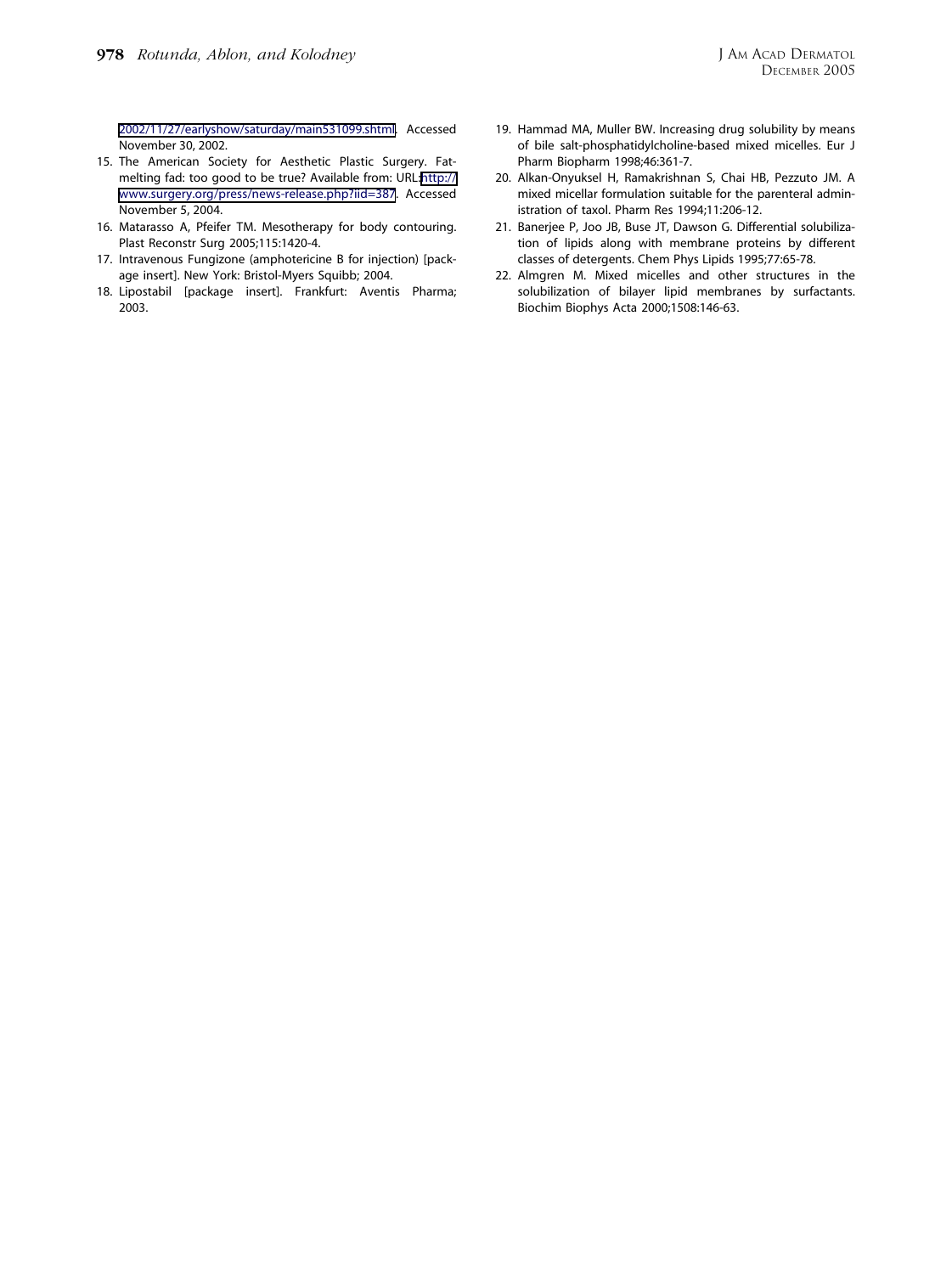2002/11/27/earlyshow/saturday/main531099.shtml. Accessed November 30, 2002.

15. The American Society for Aesthetic Plastic Surgery. Fat-melting fad: too good to be true? Available from: URL:http://www.surgery.org/press/news-release.php?iid=387. Accessed November 5, 2004.
16. Matarasso A, Pfeifer TM. Mesotherapy for body contouring. Plast Reconstr Surg 2005;115:1420-4.
17. Intravenous Fungizone (amphotericine B for injection) [package insert]. New York: Bristol-Myers Squibb; 2004.
18. Lipostabil [package insert]. Frankfurt: Aventis Pharma; 2003.
19. Hammad MA, Muller BW. Increasing drug solubility by means of bile salt-phosphatidylcholine-based mixed micelles. Eur J Pharm Biopharm 1998;46:361-7.
20. Alkan-Onyuksel H, Ramakrishnan S, Chai HB, Pezzuto JM. A mixed micellar formulation suitable for the parenteral administration of taxol. Pharm Res 1994;11:206-12.
21. Banerjee P, Joo JB, Buse JT, Dawson G. Differential solubilization of lipids along with membrane proteins by different classes of detergents. Chem Phys Lipids 1995;77:65-78.
22. Almgren M. Mixed micelles and other structures in the solubilization of bilayer lipid membranes by surfactants. Biochim Biophys Acta 2000;1508:146-63.